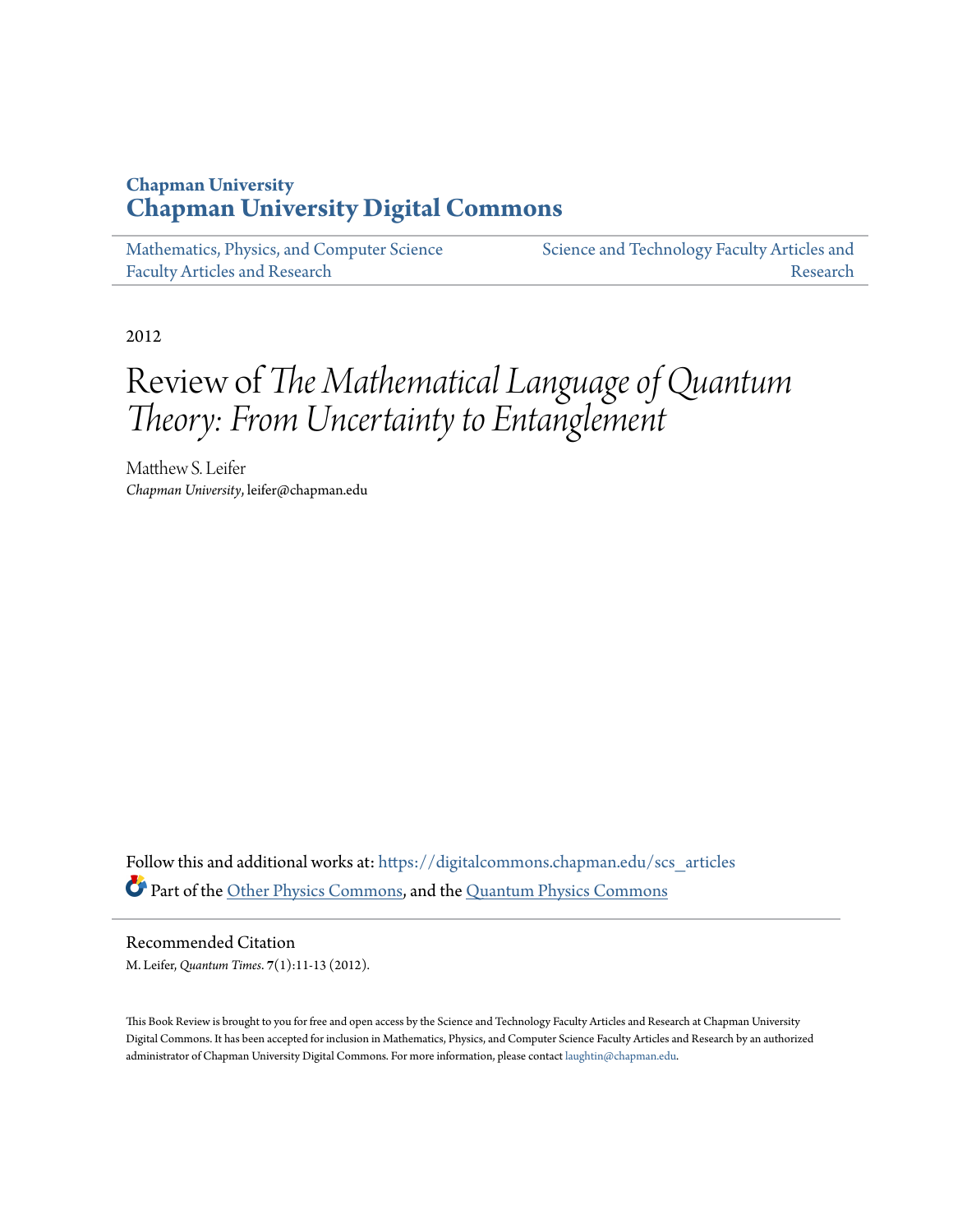Chapman University

# Chapman University Digital Commons

Mathematics, Physics, and Computer Science Faculty Articles and Research

Science and Technology Faculty Articles and Research

2012

# Review of *The Mathematical Language of Quantum Theory: From Uncertainty to Entanglement*

Matthew S. Leifer
*Chapman University*, leifer@chapman.edu

Follow this and additional works at: https://digitalcommons.chapman.edu/scs_articles

Part of the Other Physics Commons, and the Quantum Physics Commons

## Recommended Citation

M. Leifer, *Quantum Times*. **7**(1):11-13 (2012).

This Book Review is brought to you for free and open access by the Science and Technology Faculty Articles and Research at Chapman University Digital Commons. It has been accepted for inclusion in Mathematics, Physics, and Computer Science Faculty Articles and Research by an authorized administrator of Chapman University Digital Commons. For more information, please contact laughtin@chapman.edu.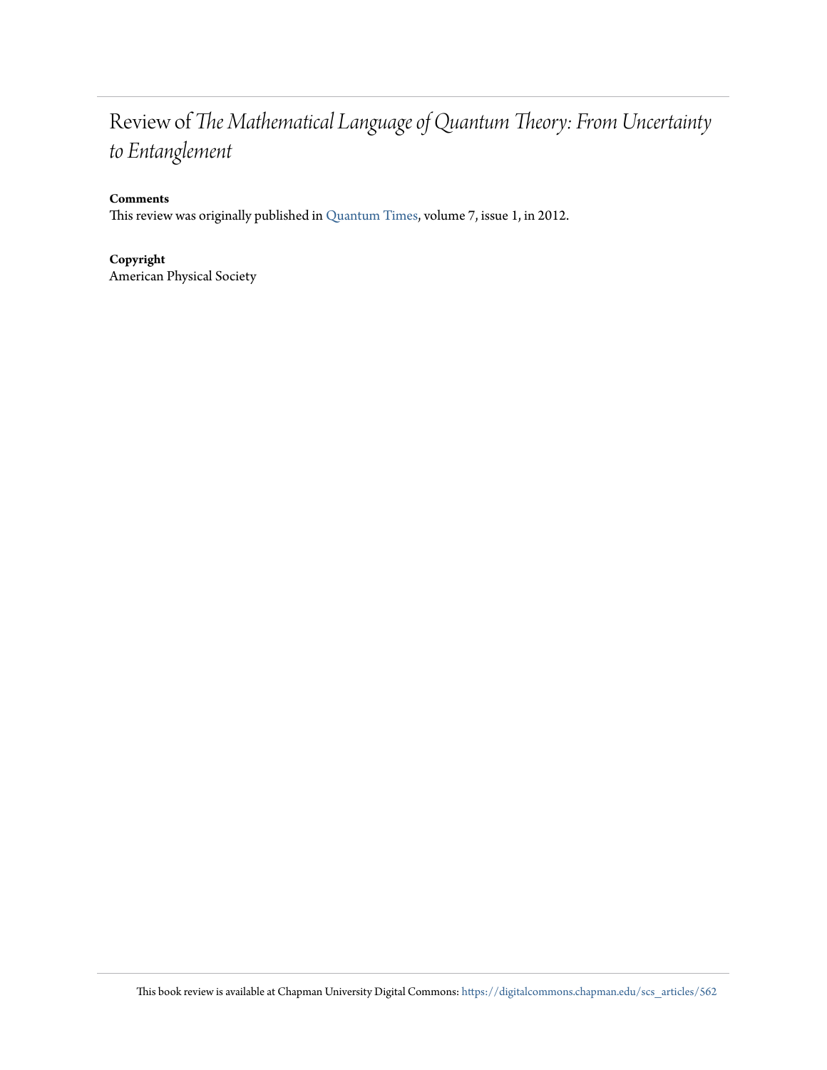# Review of *The Mathematical Language of Quantum Theory: From Uncertainty to Entanglement*

**Comments**

This review was originally published in Quantum Times, volume 7, issue 1, in 2012.

**Copyright**

American Physical Society

This book review is available at Chapman University Digital Commons: https://digitalcommons.chapman.edu/scs_articles/562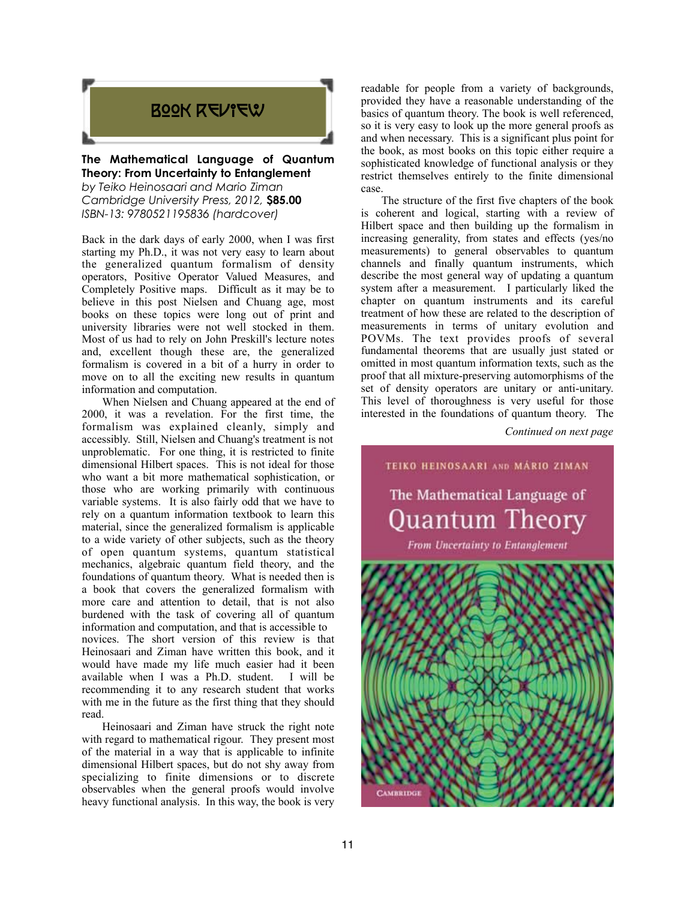## BOOK REVIEW

**The Mathematical Language of Quantum Theory: From Uncertainty to Entanglement**
*by Teiko Heinosaari and Mario Ziman*
*Cambridge University Press, 2012,* **$85.00**
*ISBN-13: 9780521195836 (hardcover)*

Back in the dark days of early 2000, when I was first starting my Ph.D., it was not very easy to learn about the generalized quantum formalism of density operators, Positive Operator Valued Measures, and Completely Positive maps. Difficult as it may be to believe in this post Nielsen and Chuang age, most books on these topics were long out of print and university libraries were not well stocked in them. Most of us had to rely on John Preskill's lecture notes and, excellent though these are, the generalized formalism is covered in a bit of a hurry in order to move on to all the exciting new results in quantum information and computation.

When Nielsen and Chuang appeared at the end of 2000, it was a revelation. For the first time, the formalism was explained cleanly, simply and accessibly. Still, Nielsen and Chuang's treatment is not unproblematic. For one thing, it is restricted to finite dimensional Hilbert spaces. This is not ideal for those who want a bit more mathematical sophistication, or those who are working primarily with continuous variable systems. It is also fairly odd that we have to rely on a quantum information textbook to learn this material, since the generalized formalism is applicable to a wide variety of other subjects, such as the theory of open quantum systems, quantum statistical mechanics, algebraic quantum field theory, and the foundations of quantum theory. What is needed then is a book that covers the generalized formalism with more care and attention to detail, that is not also burdened with the task of covering all of quantum information and computation, and that is accessible to novices. The short version of this review is that Heinosaari and Ziman have written this book, and it would have made my life much easier had it been available when I was a Ph.D. student. I will be recommending it to any research student that works with me in the future as the first thing that they should read.

Heinosaari and Ziman have struck the right note with regard to mathematical rigour. They present most of the material in a way that is applicable to infinite dimensional Hilbert spaces, but do not shy away from specializing to finite dimensions or to discrete observables when the general proofs would involve heavy functional analysis. In this way, the book is very readable for people from a variety of backgrounds, provided they have a reasonable understanding of the basics of quantum theory. The book is well referenced, so it is very easy to look up the more general proofs as and when necessary. This is a significant plus point for the book, as most books on this topic either require a sophisticated knowledge of functional analysis or they restrict themselves entirely to the finite dimensional case.

The structure of the first five chapters of the book is coherent and logical, starting with a review of Hilbert space and then building up the formalism in increasing generality, from states and effects (yes/no measurements) to general observables to quantum channels and finally quantum instruments, which describe the most general way of updating a quantum system after a measurement. I particularly liked the chapter on quantum instruments and its careful treatment of how these are related to the description of measurements in terms of unitary evolution and POVMs. The text provides proofs of several fundamental theorems that are usually just stated or omitted in most quantum information texts, such as the proof that all mixture-preserving automorphisms of the set of density operators are unitary or anti-unitary. This level of thoroughness is very useful for those interested in the foundations of quantum theory. The

*Continued on next page*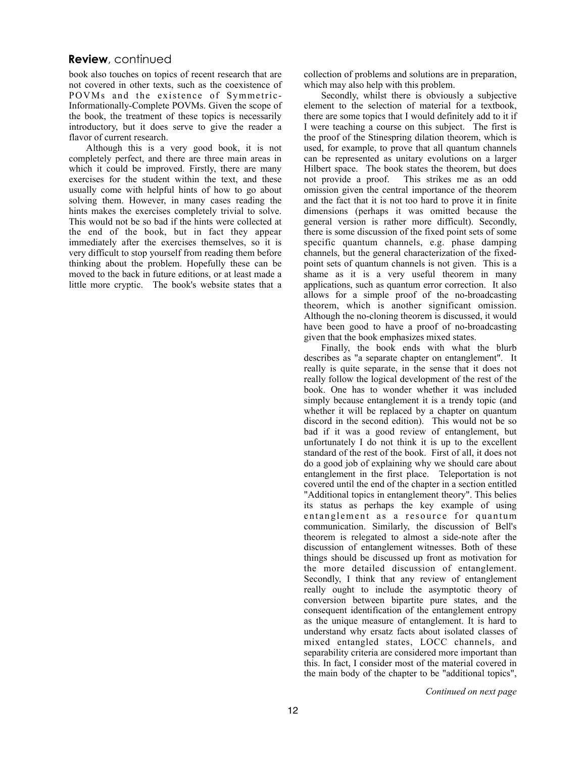## **Review**, continued

book also touches on topics of recent research that are not covered in other texts, such as the coexistence of POVMs and the existence of Symmetric-Informationally-Complete POVMs. Given the scope of the book, the treatment of these topics is necessarily introductory, but it does serve to give the reader a flavor of current research.

Although this is a very good book, it is not completely perfect, and there are three main areas in which it could be improved. Firstly, there are many exercises for the student within the text, and these usually come with helpful hints of how to go about solving them. However, in many cases reading the hints makes the exercises completely trivial to solve. This would not be so bad if the hints were collected at the end of the book, but in fact they appear immediately after the exercises themselves, so it is very difficult to stop yourself from reading them before thinking about the problem. Hopefully these can be moved to the back in future editions, or at least made a little more cryptic. The book's website states that a collection of problems and solutions are in preparation, which may also help with this problem.

Secondly, whilst there is obviously a subjective element to the selection of material for a textbook, there are some topics that I would definitely add to it if I were teaching a course on this subject. The first is the proof of the Stinespring dilation theorem, which is used, for example, to prove that all quantum channels can be represented as unitary evolutions on a larger Hilbert space. The book states the theorem, but does not provide a proof. This strikes me as an odd omission given the central importance of the theorem and the fact that it is not too hard to prove it in finite dimensions (perhaps it was omitted because the general version is rather more difficult). Secondly, there is some discussion of the fixed point sets of some specific quantum channels, e.g. phase damping channels, but the general characterization of the fixed-point sets of quantum channels is not given. This is a shame as it is a very useful theorem in many applications, such as quantum error correction. It also allows for a simple proof of the no-broadcasting theorem, which is another significant omission. Although the no-cloning theorem is discussed, it would have been good to have a proof of no-broadcasting given that the book emphasizes mixed states.

Finally, the book ends with what the blurb describes as "a separate chapter on entanglement". It really is quite separate, in the sense that it does not really follow the logical development of the rest of the book. One has to wonder whether it was included simply because entanglement it is a trendy topic (and whether it will be replaced by a chapter on quantum discord in the second edition). This would not be so bad if it was a good review of entanglement, but unfortunately I do not think it is up to the excellent standard of the rest of the book. First of all, it does not do a good job of explaining why we should care about entanglement in the first place. Teleportation is not covered until the end of the chapter in a section entitled "Additional topics in entanglement theory". This belies its status as perhaps the key example of using entanglement as a resource for quantum communication. Similarly, the discussion of Bell's theorem is relegated to almost a side-note after the discussion of entanglement witnesses. Both of these things should be discussed up front as motivation for the more detailed discussion of entanglement. Secondly, I think that any review of entanglement really ought to include the asymptotic theory of conversion between bipartite pure states, and the consequent identification of the entanglement entropy as the unique measure of entanglement. It is hard to understand why ersatz facts about isolated classes of mixed entangled states, LOCC channels, and separability criteria are considered more important than this. In fact, I consider most of the material covered in the main body of the chapter to be "additional topics",

*Continued on next page*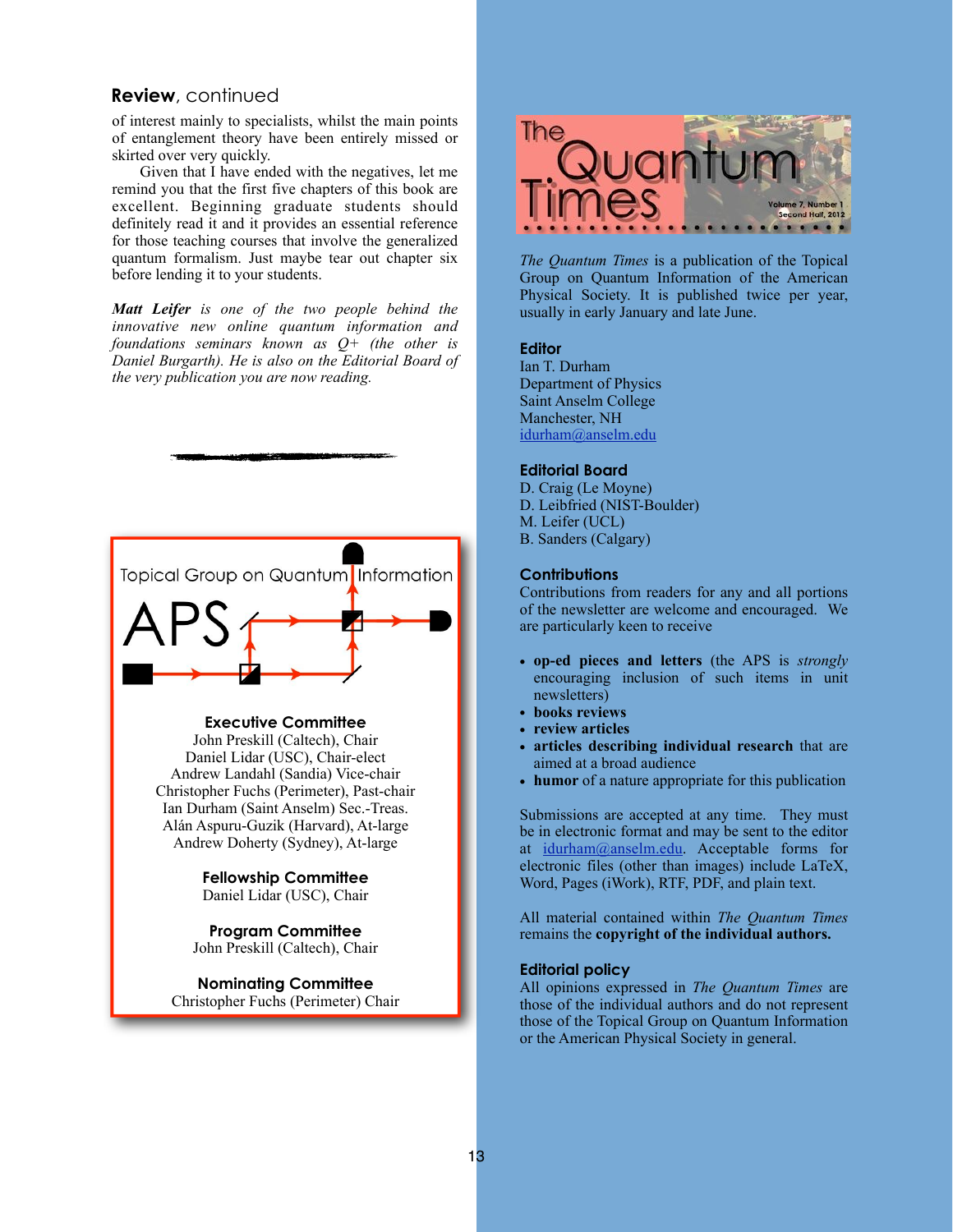## Review, continued

of interest mainly to specialists, whilst the main points of entanglement theory have been entirely missed or skirted over very quickly.

Given that I have ended with the negatives, let me remind you that the first five chapters of this book are excellent. Beginning graduate students should definitely read it and it provides an essential reference for those teaching courses that involve the generalized quantum formalism. Just maybe tear out chapter six before lending it to your students.

***Matt Leifer** is one of the two people behind the innovative new online quantum information and foundations seminars known as Q+ (the other is Daniel Burgarth). He is also on the Editorial Board of the very publication you are now reading.*

---

Topical Group on Quantum Information

APS

**Executive Committee**
John Preskill (Caltech), Chair
Daniel Lidar (USC), Chair-elect
Andrew Landahl (Sandia) Vice-chair
Christopher Fuchs (Perimeter), Past-chair
Ian Durham (Saint Anselm) Sec.-Treas.
Alán Aspuru-Guzik (Harvard), At-large
Andrew Doherty (Sydney), At-large

**Fellowship Committee**
Daniel Lidar (USC), Chair

**Program Committee**
John Preskill (Caltech), Chair

**Nominating Committee**
Christopher Fuchs (Perimeter) Chair

---

The Quantum Times

Volume 7, Number 1
Second Half, 2012

*The Quantum Times* is a publication of the Topical Group on Quantum Information of the American Physical Society. It is published twice per year, usually in early January and late June.

### Editor

Ian T. Durham
Department of Physics
Saint Anselm College
Manchester, NH
idurham@anselm.edu

### Editorial Board

D. Craig (Le Moyne)
D. Leibfried (NIST-Boulder)
M. Leifer (UCL)
B. Sanders (Calgary)

### Contributions

Contributions from readers for any and all portions of the newsletter are welcome and encouraged. We are particularly keen to receive

- **op-ed pieces and letters** (the APS is *strongly* encouraging inclusion of such items in unit newsletters)
- **books reviews**
- **review articles**
- **articles describing individual research** that are aimed at a broad audience
- **humor** of a nature appropriate for this publication

Submissions are accepted at any time. They must be in electronic format and may be sent to the editor at idurham@anselm.edu. Acceptable forms for electronic files (other than images) include LaTeX, Word, Pages (iWork), RTF, PDF, and plain text.

All material contained within *The Quantum Times* remains the **copyright of the individual authors.**

### Editorial policy

All opinions expressed in *The Quantum Times* are those of the individual authors and do not represent those of the Topical Group on Quantum Information or the American Physical Society in general.